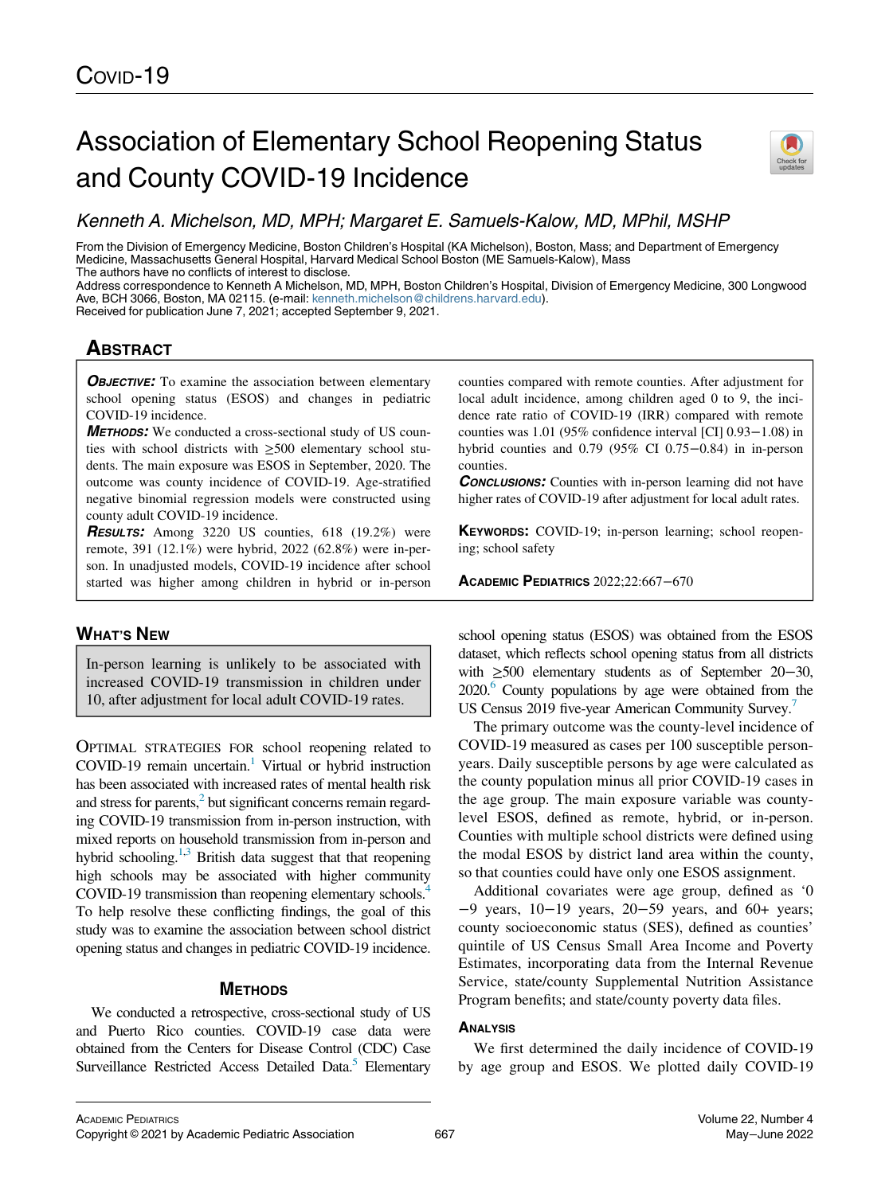# Association of Elementary School Reopening Status and County COVID-19 Incidence

*Kenneth A. Michelson, MD, MPH; Margaret E. Samuels-Kalow, MD, MPhil, MSHP*

From the Division of Emergency Medicine, Boston Children's Hospital (KA Michelson), Boston, Mass; and Department of Emergency Medicine, Massachusetts General Hospital, Harvard Medical School Boston (ME Samuels-Kalow), Mass

The authors have no conflicts of interest to disclose.

Address correspondence to Kenneth A Michelson, MD, MPH, Boston Children's Hospital, Division of Emergency Medicine, 300 Longwood Ave, BCH 3066, Boston, MA 02115. (e-mail: kenneth.michelson@childrens.harvard.edu).

Received for publication June 7, 2021; accepted September 9, 2021.

## Abstract

***Objective:*** To examine the association between elementary school opening status (ESOS) and changes in pediatric COVID-19 incidence.

***Methods:*** We conducted a cross-sectional study of US counties with school districts with ≥500 elementary school students. The main exposure was ESOS in September, 2020. The outcome was county incidence of COVID-19. Age-stratified negative binomial regression models were constructed using county adult COVID-19 incidence.

***Results:*** Among 3220 US counties, 618 (19.2%) were remote, 391 (12.1%) were hybrid, 2022 (62.8%) were in-person. In unadjusted models, COVID-19 incidence after school started was higher among children in hybrid or in-person counties compared with remote counties. After adjustment for local adult incidence, among children aged 0 to 9, the incidence rate ratio of COVID-19 (IRR) compared with remote counties was 1.01 (95% confidence interval [CI] 0.93−1.08) in hybrid counties and 0.79 (95% CI 0.75−0.84) in in-person counties.

***Conclusions:*** Counties with in-person learning did not have higher rates of COVID-19 after adjustment for local adult rates.

**Keywords:** COVID-19; in-person learning; school reopening; school safety

## What's New

In-person learning is unlikely to be associated with increased COVID-19 transmission in children under 10, after adjustment for local adult COVID-19 rates.

Optimal strategies for school reopening related to COVID-19 remain uncertain.[1] Virtual or hybrid instruction has been associated with increased rates of mental health risk and stress for parents,[2] but significant concerns remain regarding COVID-19 transmission from in-person instruction, with mixed reports on household transmission from in-person and hybrid schooling.[1,3] British data suggest that that reopening high schools may be associated with higher community COVID-19 transmission than reopening elementary schools.[4] To help resolve these conflicting findings, the goal of this study was to examine the association between school district opening status and changes in pediatric COVID-19 incidence.

## Methods

We conducted a retrospective, cross-sectional study of US and Puerto Rico counties. COVID-19 case data were obtained from the Centers for Disease Control (CDC) Case Surveillance Restricted Access Detailed Data.[5] Elementary school opening status (ESOS) was obtained from the ESOS dataset, which reflects school opening status from all districts with ≥500 elementary students as of September 20−30, 2020.[6] County populations by age were obtained from the US Census 2019 five-year American Community Survey.[7]

The primary outcome was the county-level incidence of COVID-19 measured as cases per 100 susceptible person-years. Daily susceptible persons by age were calculated as the county population minus all prior COVID-19 cases in the age group. The main exposure variable was county-level ESOS, defined as remote, hybrid, or in-person. Counties with multiple school districts were defined using the modal ESOS by district land area within the county, so that counties could have only one ESOS assignment.

Additional covariates were age group, defined as '0−9 years, 10−19 years, 20−59 years, and 60+ years; county socioeconomic status (SES), defined as counties' quintile of US Census Small Area Income and Poverty Estimates, incorporating data from the Internal Revenue Service, state/county Supplemental Nutrition Assistance Program benefits; and state/county poverty data files.

### Analysis

We first determined the daily incidence of COVID-19 by age group and ESOS. We plotted daily COVID-19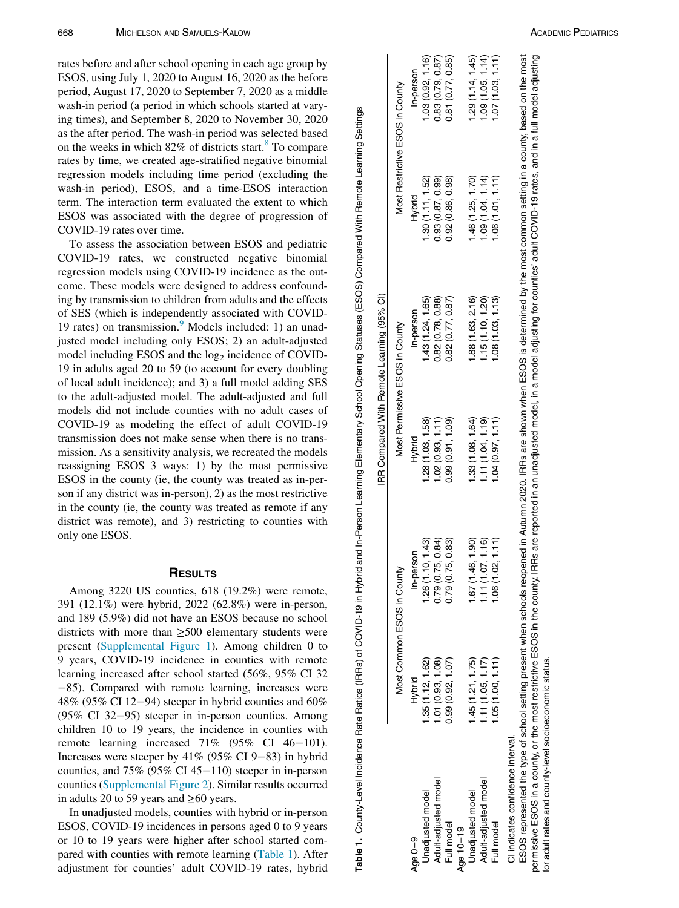rates before and after school opening in each age group by ESOS, using July 1, 2020 to August 16, 2020 as the before period, August 17, 2020 to September 7, 2020 as a middle wash-in period (a period in which schools started at varying times), and September 8, 2020 to November 30, 2020 as the after period. The wash-in period was selected based on the weeks in which 82% of districts start.[8] To compare rates by time, we created age-stratified negative binomial regression models including time period (excluding the wash-in period), ESOS, and a time-ESOS interaction term. The interaction term evaluated the extent to which ESOS was associated with the degree of progression of COVID-19 rates over time.

To assess the association between ESOS and pediatric COVID-19 rates, we constructed negative binomial regression models using COVID-19 incidence as the outcome. These models were designed to address confounding by transmission to children from adults and the effects of SES (which is independently associated with COVID-19 rates) on transmission.[9] Models included: 1) an unadjusted model including only ESOS; 2) an adult-adjusted model including ESOS and the $\log_2$ incidence of COVID-19 in adults aged 20 to 59 (to account for every doubling of local adult incidence); and 3) a full model adding SES to the adult-adjusted model. The adult-adjusted and full models did not include counties with no adult cases of COVID-19 as modeling the effect of adult COVID-19 transmission does not make sense when there is no transmission. As a sensitivity analysis, we recreated the models reassigning ESOS 3 ways: 1) by the most permissive ESOS in the county (ie, the county was treated as in-person if any district was in-person), 2) as the most restrictive in the county (ie, the county was treated as remote if any district was remote), and 3) restricting to counties with only one ESOS.

## Results

Among 3220 US counties, 618 (19.2%) were remote, 391 (12.1%) were hybrid, 2022 (62.8%) were in-person, and 189 (5.9%) did not have an ESOS because no school districts with more than ≥500 elementary students were present (Supplemental Figure 1). Among children 0 to 9 years, COVID-19 incidence in counties with remote learning increased after school started (56%, 95% CI 32−85). Compared with remote learning, increases were 48% (95% CI 12−94) steeper in hybrid counties and 60% (95% CI 32−95) steeper in in-person counties. Among children 10 to 19 years, the incidence in counties with remote learning increased 71% (95% CI 46−101). Increases were steeper by 41% (95% CI 9−83) in hybrid counties, and 75% (95% CI 45−110) steeper in in-person counties (Supplemental Figure 2). Similar results occurred in adults 20 to 59 years and ≥60 years.

In unadjusted models, counties with hybrid or in-person ESOS, COVID-19 incidences in persons aged 0 to 9 years or 10 to 19 years were higher after school started compared with counties with remote learning (Table 1). After adjustment for counties' adult COVID-19 rates, hybrid

**Table 1.** County-Level Incidence Rate Ratios (IRRs) of COVID-19 in Hybrid and In-Person Learning Elementary School Opening Statuses (ESOS) Compared With Remote Learning Settings

| | IRR Compared With Remote Learning (95% CI) | | | | | |
|---|---|---|---|---|---|---|
| | Most Common ESOS in County | | Most Permissive ESOS in County | | Most Restrictive ESOS in County | |
| | Hybrid | In-person | Hybrid | In-person | Hybrid | In-person |
| Age 0–9 | | | | | | |
| Unadjusted model | 1.35 (1.12, 1.62) | 1.26 (1.10, 1.43) | 1.28 (1.03, 1.58) | 1.43 (1.24, 1.65) | 1.30 (1.11, 1.52) | 1.03 (0.92, 1.16) |
| Adult-adjusted model | 1.01 (0.93, 1.08) | 0.79 (0.75, 0.84) | 1.02 (0.93, 1.11) | 0.82 (0.78, 0.88) | 0.93 (0.87, 0.99) | 0.83 (0.79, 0.87) |
| Full model | 0.99 (0.92, 1.07) | 0.79 (0.75, 0.83) | 0.99 (0.91, 1.09) | 0.82 (0.77, 0.87) | 0.92 (0.86, 0.98) | 0.81 (0.77, 0.85) |
| Age 10–19 | | | | | | |
| Unadjusted model | 1.45 (1.21, 1.75) | 1.67 (1.46, 1.90) | 1.33 (1.08, 1.64) | 1.88 (1.63, 2.16) | 1.46 (1.25, 1.70) | 1.29 (1.14, 1.45) |
| Adult-adjusted model | 1.11 (1.05, 1.17) | 1.11 (1.07, 1.16) | 1.11 (1.04, 1.19) | 1.15 (1.10, 1.20) | 1.09 (1.04, 1.14) | 1.09 (1.05, 1.14) |
| Full model | 1.05 (1.00, 1.11) | 1.06 (1.02, 1.11) | 1.04 (0.97, 1.11) | 1.08 (1.03, 1.13) | 1.06 (1.01, 1.11) | 1.07 (1.03, 1.11) |

CI indicates confidence interval.

ESOS represented the type of school setting present when schools reopened in Autumn 2020. IRRs are shown when ESOS is determined by the most common setting in a county, based on the most permissive ESOS in a county, or the most restrictive ESOS in the county. IRRs are reported in an unadjusted model, in a model adjusting for counties' adult COVID-19 rates, and in a full model adjusting for adult rates and county-level socioeconomic status.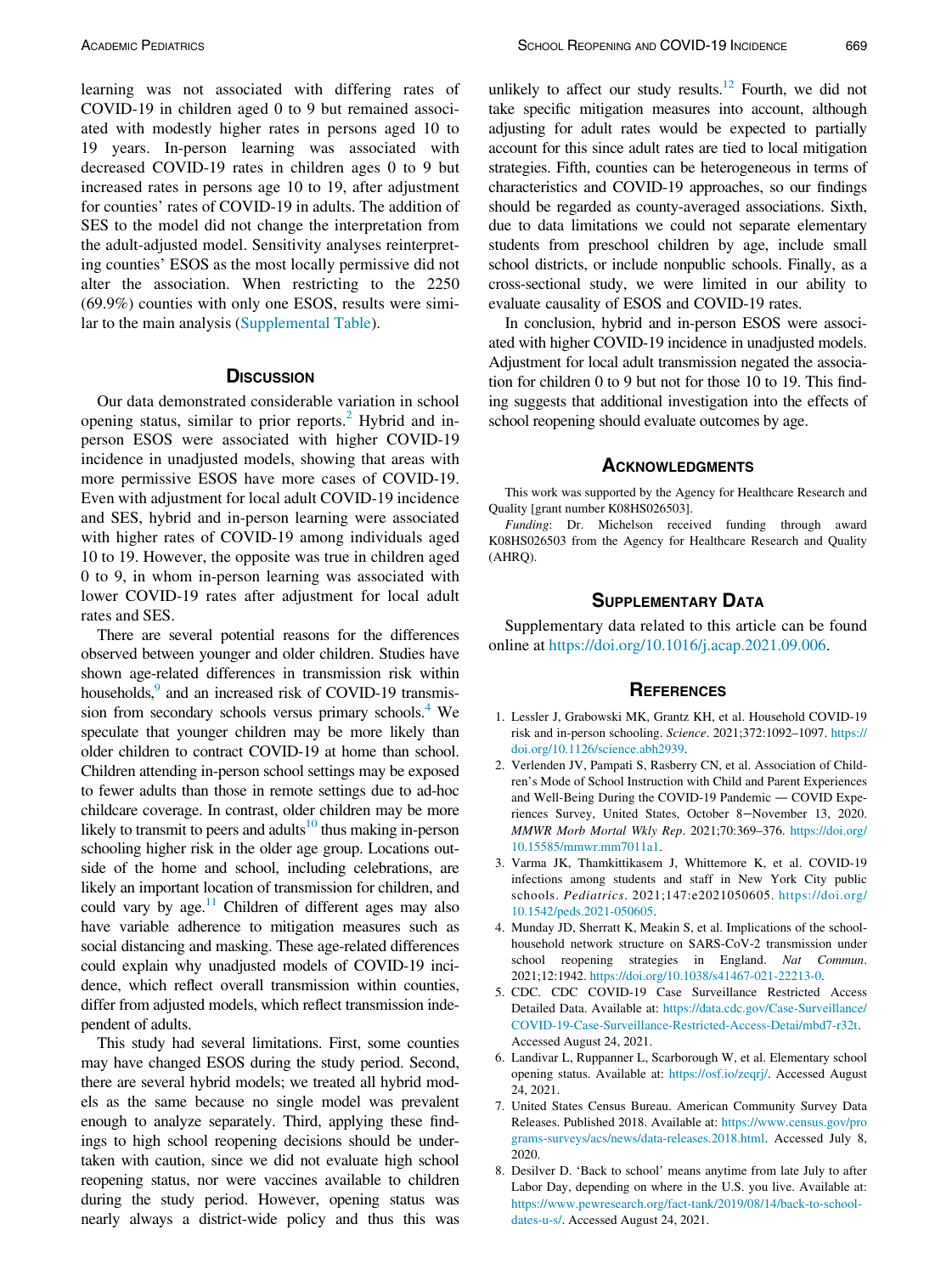learning was not associated with differing rates of COVID-19 in children aged 0 to 9 but remained associated with modestly higher rates in persons aged 10 to 19 years. In-person learning was associated with decreased COVID-19 rates in children ages 0 to 9 but increased rates in persons age 10 to 19, after adjustment for counties' rates of COVID-19 in adults. The addition of SES to the model did not change the interpretation from the adult-adjusted model. Sensitivity analyses reinterpreting counties' ESOS as the most locally permissive did not alter the association. When restricting to the 2250 (69.9%) counties with only one ESOS, results were similar to the main analysis (Supplemental Table).

## Discussion

Our data demonstrated considerable variation in school opening status, similar to prior reports.[2] Hybrid and in-person ESOS were associated with higher COVID-19 incidence in unadjusted models, showing that areas with more permissive ESOS have more cases of COVID-19. Even with adjustment for local adult COVID-19 incidence and SES, hybrid and in-person learning were associated with higher rates of COVID-19 among individuals aged 10 to 19. However, the opposite was true in children aged 0 to 9, in whom in-person learning was associated with lower COVID-19 rates after adjustment for local adult rates and SES.

There are several potential reasons for the differences observed between younger and older children. Studies have shown age-related differences in transmission risk within households,[9] and an increased risk of COVID-19 transmission from secondary schools versus primary schools.[4] We speculate that younger children may be more likely than older children to contract COVID-19 at home than school. Children attending in-person school settings may be exposed to fewer adults than those in remote settings due to ad-hoc childcare coverage. In contrast, older children may be more likely to transmit to peers and adults[10] thus making in-person schooling higher risk in the older age group. Locations outside of the home and school, including celebrations, are likely an important location of transmission for children, and could vary by age.[11] Children of different ages may also have variable adherence to mitigation measures such as social distancing and masking. These age-related differences could explain why unadjusted models of COVID-19 incidence, which reflect overall transmission within counties, differ from adjusted models, which reflect transmission independent of adults.

This study had several limitations. First, some counties may have changed ESOS during the study period. Second, there are several hybrid models; we treated all hybrid models as the same because no single model was prevalent enough to analyze separately. Third, applying these findings to high school reopening decisions should be undertaken with caution, since we did not evaluate high school reopening status, nor were vaccines available to children during the study period. However, opening status was nearly always a district-wide policy and thus this was unlikely to affect our study results.[12] Fourth, we did not take specific mitigation measures into account, although adjusting for adult rates would be expected to partially account for this since adult rates are tied to local mitigation strategies. Fifth, counties can be heterogeneous in terms of characteristics and COVID-19 approaches, so our findings should be regarded as county-averaged associations. Sixth, due to data limitations we could not separate elementary students from preschool children by age, include small school districts, or include nonpublic schools. Finally, as a cross-sectional study, we were limited in our ability to evaluate causality of ESOS and COVID-19 rates.

In conclusion, hybrid and in-person ESOS were associated with higher COVID-19 incidence in unadjusted models. Adjustment for local adult transmission negated the association for children 0 to 9 but not for those 10 to 19. This finding suggests that additional investigation into the effects of school reopening should evaluate outcomes by age.

## Acknowledgments

This work was supported by the Agency for Healthcare Research and Quality [grant number K08HS026503].

*Funding*: Dr. Michelson received funding through award K08HS026503 from the Agency for Healthcare Research and Quality (AHRQ).

## Supplementary Data

Supplementary data related to this article can be found online at https://doi.org/10.1016/j.acap.2021.09.006.

## References

1. Lessler J, Grabowski MK, Grantz KH, et al. Household COVID-19 risk and in-person schooling. *Science*. 2021;372:1092–1097. https://doi.org/10.1126/science.abh2939.
2. Verlenden JV, Pampati S, Rasberry CN, et al. Association of Children's Mode of School Instruction with Child and Parent Experiences and Well-Being During the COVID-19 Pandemic — COVID Experiences Survey, United States, October 8−November 13, 2020. *MMWR Morb Mortal Wkly Rep*. 2021;70:369–376. https://doi.org/10.15585/mmwr.mm7011a1.
3. Varma JK, Thamkittikasem J, Whittemore K, et al. COVID-19 infections among students and staff in New York City public schools. *Pediatrics*. 2021;147:e2021050605. https://doi.org/10.1542/peds.2021-050605.
4. Munday JD, Sherratt K, Meakin S, et al. Implications of the school-household network structure on SARS-CoV-2 transmission under school reopening strategies in England. *Nat Commun*. 2021;12:1942. https://doi.org/10.1038/s41467-021-22213-0.
5. CDC. CDC COVID-19 Case Surveillance Restricted Access Detailed Data. Available at: https://data.cdc.gov/Case-Surveillance/COVID-19-Case-Surveillance-Restricted-Access-Detai/mbd7-r32t. Accessed August 24, 2021.
6. Landivar L, Ruppanner L, Scarborough W, et al. Elementary school opening status. Available at: https://osf.io/zeqrj/. Accessed August 24, 2021.
7. United States Census Bureau. American Community Survey Data Releases. Published 2018. Available at: https://www.census.gov/programs-surveys/acs/news/data-releases.2018.html. Accessed July 8, 2020.
8. Desilver D. 'Back to school' means anytime from late July to after Labor Day, depending on where in the U.S. you live. Available at: https://www.pewresearch.org/fact-tank/2019/08/14/back-to-school-dates-u-s/. Accessed August 24, 2021.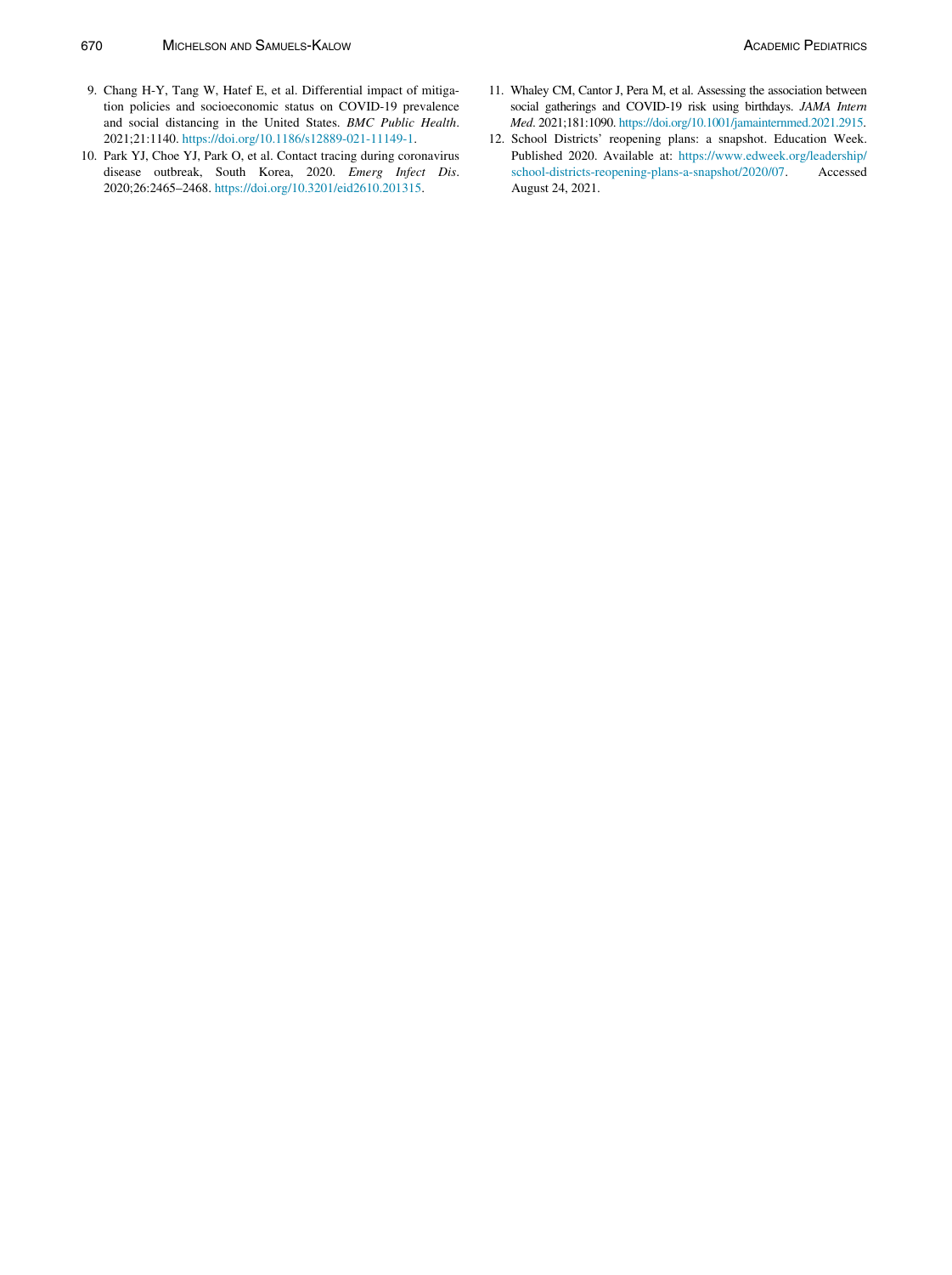9. Chang H-Y, Tang W, Hatef E, et al. Differential impact of mitigation policies and socioeconomic status on COVID-19 prevalence and social distancing in the United States. *BMC Public Health*. 2021;21:1140. https://doi.org/10.1186/s12889-021-11149-1.
10. Park YJ, Choe YJ, Park O, et al. Contact tracing during coronavirus disease outbreak, South Korea, 2020. *Emerg Infect Dis*. 2020;26:2465–2468. https://doi.org/10.3201/eid2610.201315.
11. Whaley CM, Cantor J, Pera M, et al. Assessing the association between social gatherings and COVID-19 risk using birthdays. *JAMA Intern Med*. 2021;181:1090. https://doi.org/10.1001/jamainternmed.2021.2915.
12. School Districts' reopening plans: a snapshot. Education Week. Published 2020. Available at: https://www.edweek.org/leadership/school-districts-reopening-plans-a-snapshot/2020/07. Accessed August 24, 2021.